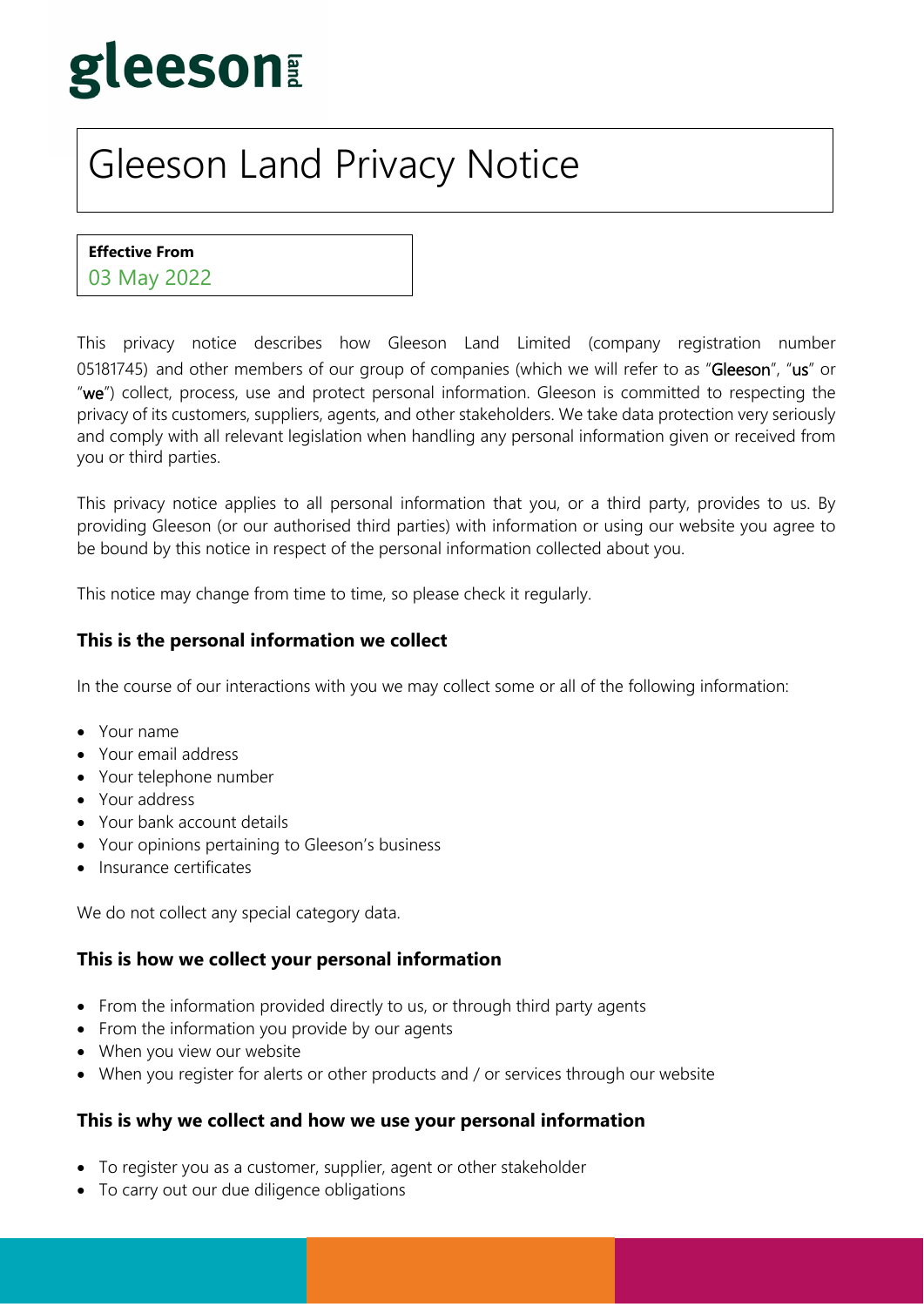gleeson land

# Gleeson Land Privacy Notice

**Effective From**
03 May 2022

This privacy notice describes how Gleeson Land Limited (company registration number 05181745) and other members of our group of companies (which we will refer to as "**Gleeson**", "**us**" or "**we**") collect, process, use and protect personal information. Gleeson is committed to respecting the privacy of its customers, suppliers, agents, and other stakeholders. We take data protection very seriously and comply with all relevant legislation when handling any personal information given or received from you or third parties.

This privacy notice applies to all personal information that you, or a third party, provides to us. By providing Gleeson (or our authorised third parties) with information or using our website you agree to be bound by this notice in respect of the personal information collected about you.

This notice may change from time to time, so please check it regularly.

### This is the personal information we collect

In the course of our interactions with you we may collect some or all of the following information:

- Your name
- Your email address
- Your telephone number
- Your address
- Your bank account details
- Your opinions pertaining to Gleeson's business
- Insurance certificates

We do not collect any special category data.

### This is how we collect your personal information

- From the information provided directly to us, or through third party agents
- From the information you provide by our agents
- When you view our website
- When you register for alerts or other products and / or services through our website

### This is why we collect and how we use your personal information

- To register you as a customer, supplier, agent or other stakeholder
- To carry out our due diligence obligations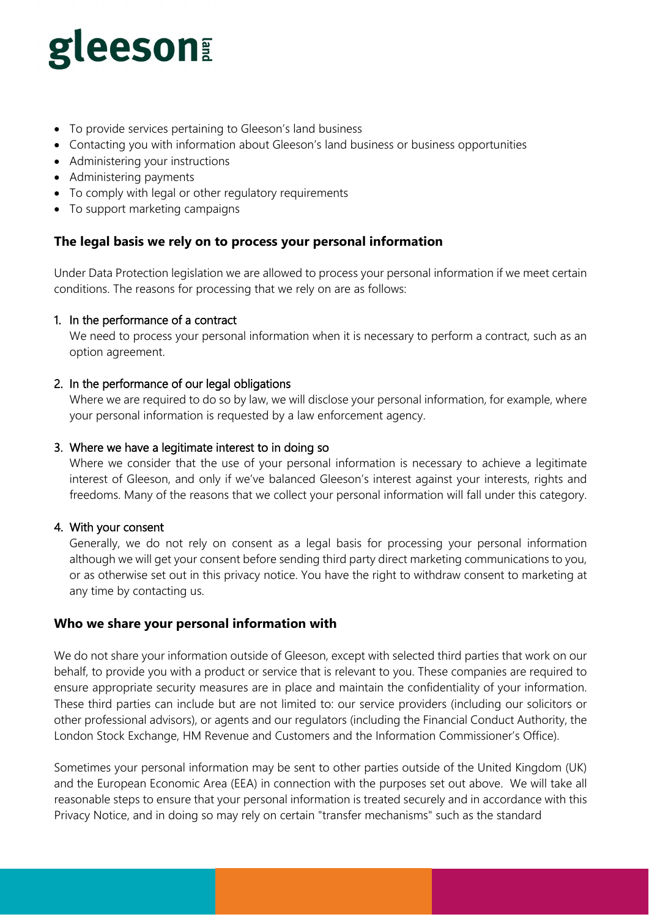- To provide services pertaining to Gleeson's land business
- Contacting you with information about Gleeson's land business or business opportunities
- Administering your instructions
- Administering payments
- To comply with legal or other regulatory requirements
- To support marketing campaigns

## The legal basis we rely on to process your personal information

Under Data Protection legislation we are allowed to process your personal information if we meet certain conditions. The reasons for processing that we rely on are as follows:

1. In the performance of a contract
   We need to process your personal information when it is necessary to perform a contract, such as an option agreement.

2. In the performance of our legal obligations
   Where we are required to do so by law, we will disclose your personal information, for example, where your personal information is requested by a law enforcement agency.

3. Where we have a legitimate interest to in doing so
   Where we consider that the use of your personal information is necessary to achieve a legitimate interest of Gleeson, and only if we've balanced Gleeson's interest against your interests, rights and freedoms. Many of the reasons that we collect your personal information will fall under this category.

4. With your consent
   Generally, we do not rely on consent as a legal basis for processing your personal information although we will get your consent before sending third party direct marketing communications to you, or as otherwise set out in this privacy notice. You have the right to withdraw consent to marketing at any time by contacting us.

## Who we share your personal information with

We do not share your information outside of Gleeson, except with selected third parties that work on our behalf, to provide you with a product or service that is relevant to you. These companies are required to ensure appropriate security measures are in place and maintain the confidentiality of your information. These third parties can include but are not limited to: our service providers (including our solicitors or other professional advisors), or agents and our regulators (including the Financial Conduct Authority, the London Stock Exchange, HM Revenue and Customers and the Information Commissioner's Office).

Sometimes your personal information may be sent to other parties outside of the United Kingdom (UK) and the European Economic Area (EEA) in connection with the purposes set out above. We will take all reasonable steps to ensure that your personal information is treated securely and in accordance with this Privacy Notice, and in doing so may rely on certain "transfer mechanisms" such as the standard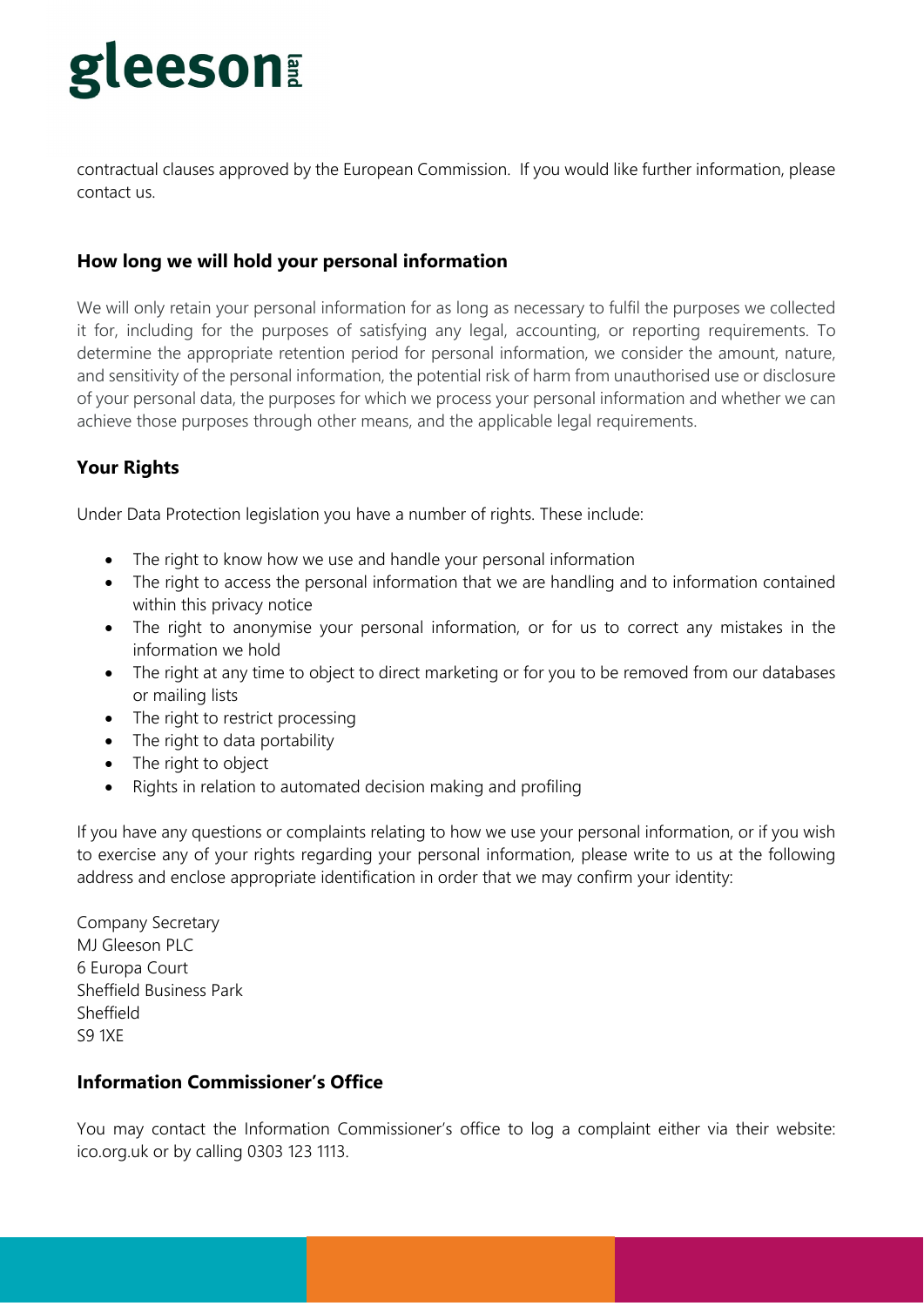contractual clauses approved by the European Commission. If you would like further information, please contact us.

## How long we will hold your personal information

We will only retain your personal information for as long as necessary to fulfil the purposes we collected it for, including for the purposes of satisfying any legal, accounting, or reporting requirements. To determine the appropriate retention period for personal information, we consider the amount, nature, and sensitivity of the personal information, the potential risk of harm from unauthorised use or disclosure of your personal data, the purposes for which we process your personal information and whether we can achieve those purposes through other means, and the applicable legal requirements.

## Your Rights

Under Data Protection legislation you have a number of rights. These include:

- The right to know how we use and handle your personal information
- The right to access the personal information that we are handling and to information contained within this privacy notice
- The right to anonymise your personal information, or for us to correct any mistakes in the information we hold
- The right at any time to object to direct marketing or for you to be removed from our databases or mailing lists
- The right to restrict processing
- The right to data portability
- The right to object
- Rights in relation to automated decision making and profiling

If you have any questions or complaints relating to how we use your personal information, or if you wish to exercise any of your rights regarding your personal information, please write to us at the following address and enclose appropriate identification in order that we may confirm your identity:

Company Secretary
MJ Gleeson PLC
6 Europa Court
Sheffield Business Park
Sheffield
S9 1XE

## Information Commissioner's Office

You may contact the Information Commissioner's office to log a complaint either via their website: ico.org.uk or by calling 0303 123 1113.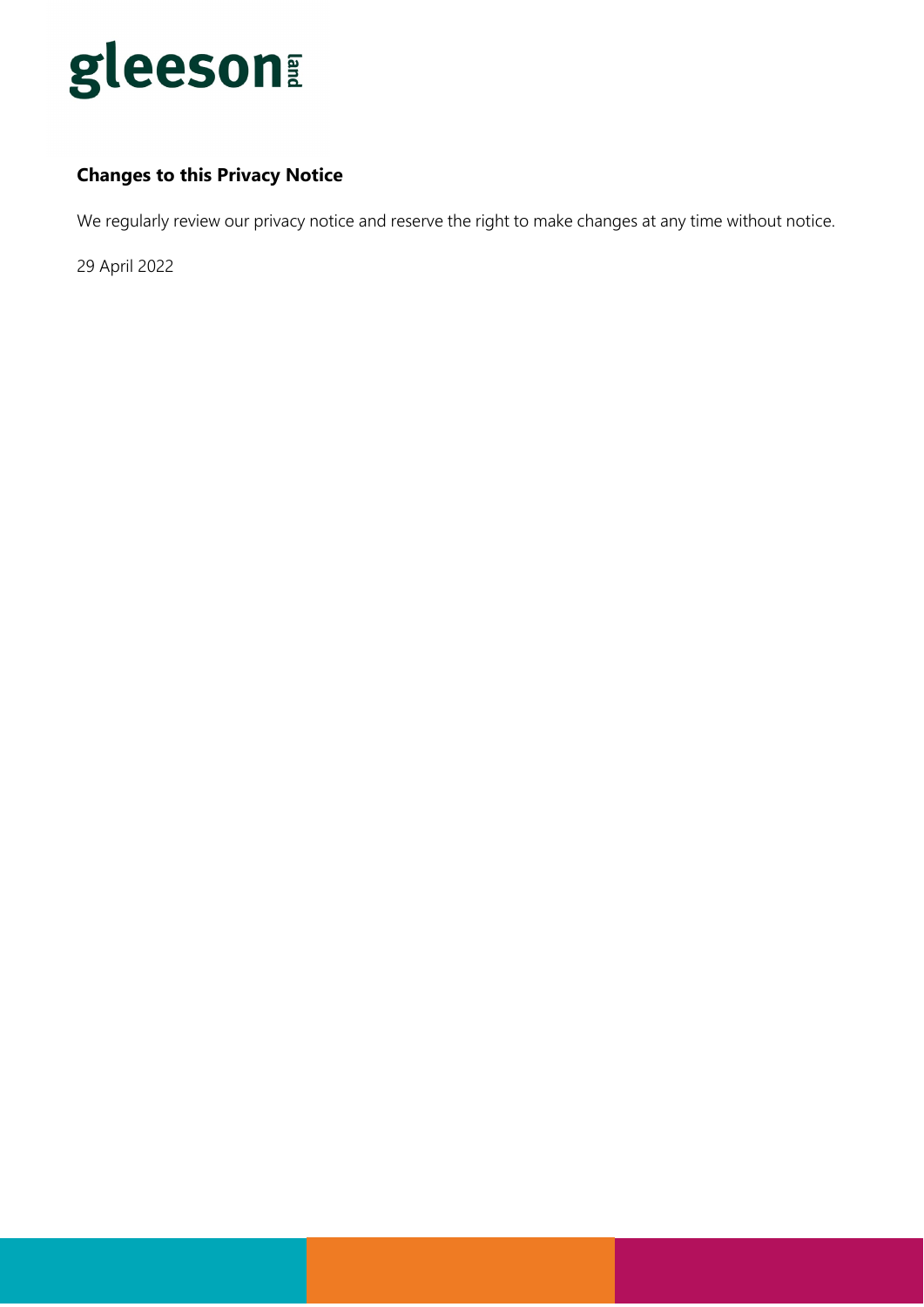## Changes to this Privacy Notice

We regularly review our privacy notice and reserve the right to make changes at any time without notice.

29 April 2022